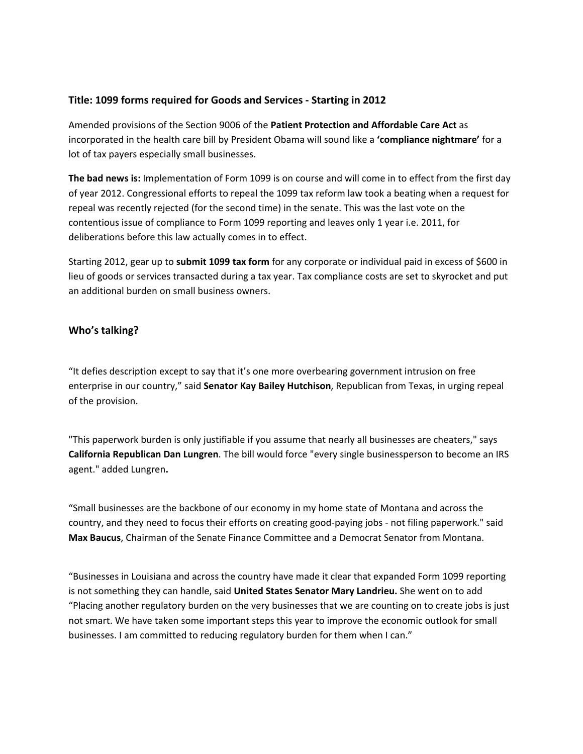### Title: 1099 forms required for Goods and Services - Starting in 2012

Amended provisions of the Section 9006 of the **Patient Protection and Affordable Care Act** as incorporated in the health care bill by President Obama will sound like a **'compliance nightmare'** for a lot of tax payers especially small businesses.

**The bad news is:** Implementation of Form 1099 is on course and will come in to effect from the first day of year 2012. Congressional efforts to repeal the 1099 tax reform law took a beating when a request for repeal was recently rejected (for the second time) in the senate. This was the last vote on the contentious issue of compliance to Form 1099 reporting and leaves only 1 year i.e. 2011, for deliberations before this law actually comes in to effect.

Starting 2012, gear up to **submit 1099 tax form** for any corporate or individual paid in excess of $600 in lieu of goods or services transacted during a tax year. Tax compliance costs are set to skyrocket and put an additional burden on small business owners.

## Who's talking?

"It defies description except to say that it's one more overbearing government intrusion on free enterprise in our country," said **Senator Kay Bailey Hutchison**, Republican from Texas, in urging repeal of the provision.

"This paperwork burden is only justifiable if you assume that nearly all businesses are cheaters," says **California Republican Dan Lungren**. The bill would force "every single businessperson to become an IRS agent." added Lungren**.**

"Small businesses are the backbone of our economy in my home state of Montana and across the country, and they need to focus their efforts on creating good-paying jobs - not filing paperwork." said **Max Baucus**, Chairman of the Senate Finance Committee and a Democrat Senator from Montana.

"Businesses in Louisiana and across the country have made it clear that expanded Form 1099 reporting is not something they can handle, said **United States Senator Mary Landrieu.** She went on to add "Placing another regulatory burden on the very businesses that we are counting on to create jobs is just not smart. We have taken some important steps this year to improve the economic outlook for small businesses. I am committed to reducing regulatory burden for them when I can."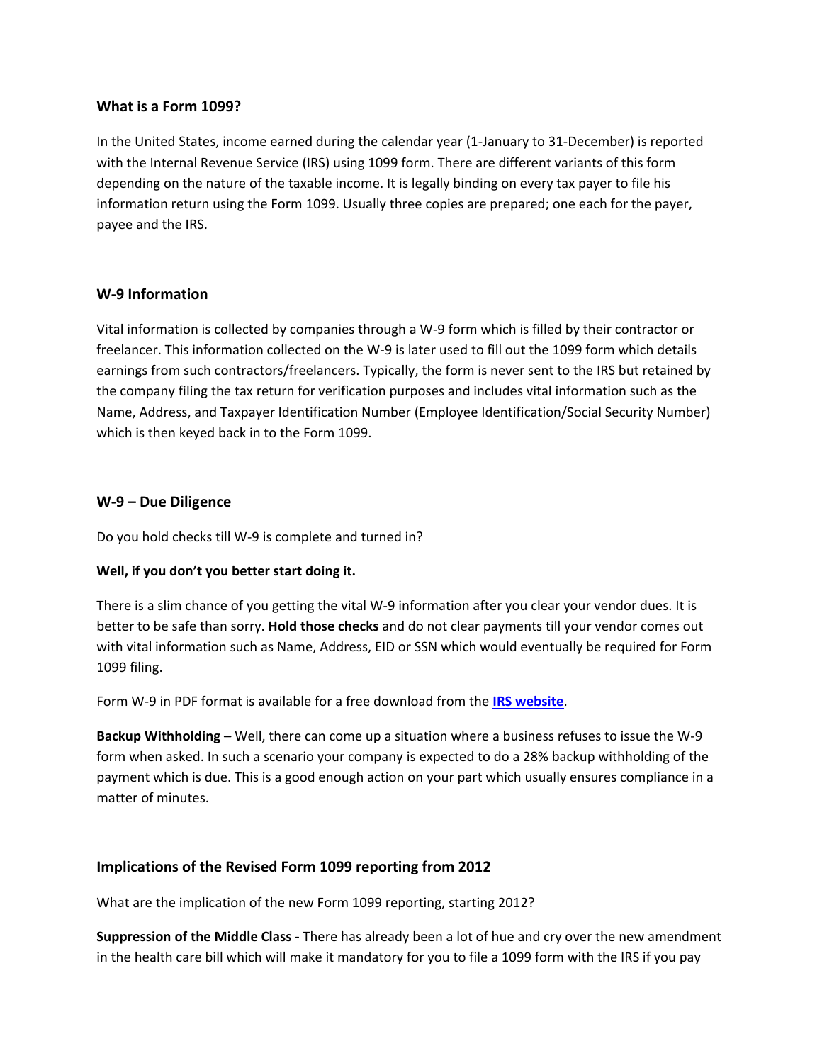### What is a Form 1099?

In the United States, income earned during the calendar year (1-January to 31-December) is reported with the Internal Revenue Service (IRS) using 1099 form. There are different variants of this form depending on the nature of the taxable income. It is legally binding on every tax payer to file his information return using the Form 1099. Usually three copies are prepared; one each for the payer, payee and the IRS.

### W-9 Information

Vital information is collected by companies through a W-9 form which is filled by their contractor or freelancer. This information collected on the W-9 is later used to fill out the 1099 form which details earnings from such contractors/freelancers. Typically, the form is never sent to the IRS but retained by the company filing the tax return for verification purposes and includes vital information such as the Name, Address, and Taxpayer Identification Number (Employee Identification/Social Security Number) which is then keyed back in to the Form 1099.

### W-9 – Due Diligence

Do you hold checks till W-9 is complete and turned in?

**Well, if you don't you better start doing it.**

There is a slim chance of you getting the vital W-9 information after you clear your vendor dues. It is better to be safe than sorry. **Hold those checks** and do not clear payments till your vendor comes out with vital information such as Name, Address, EID or SSN which would eventually be required for Form 1099 filing.

Form W-9 in PDF format is available for a free download from the **IRS website**.

**Backup Withholding –** Well, there can come up a situation where a business refuses to issue the W-9 form when asked. In such a scenario your company is expected to do a 28% backup withholding of the payment which is due. This is a good enough action on your part which usually ensures compliance in a matter of minutes.

### Implications of the Revised Form 1099 reporting from 2012

What are the implication of the new Form 1099 reporting, starting 2012?

**Suppression of the Middle Class -** There has already been a lot of hue and cry over the new amendment in the health care bill which will make it mandatory for you to file a 1099 form with the IRS if you pay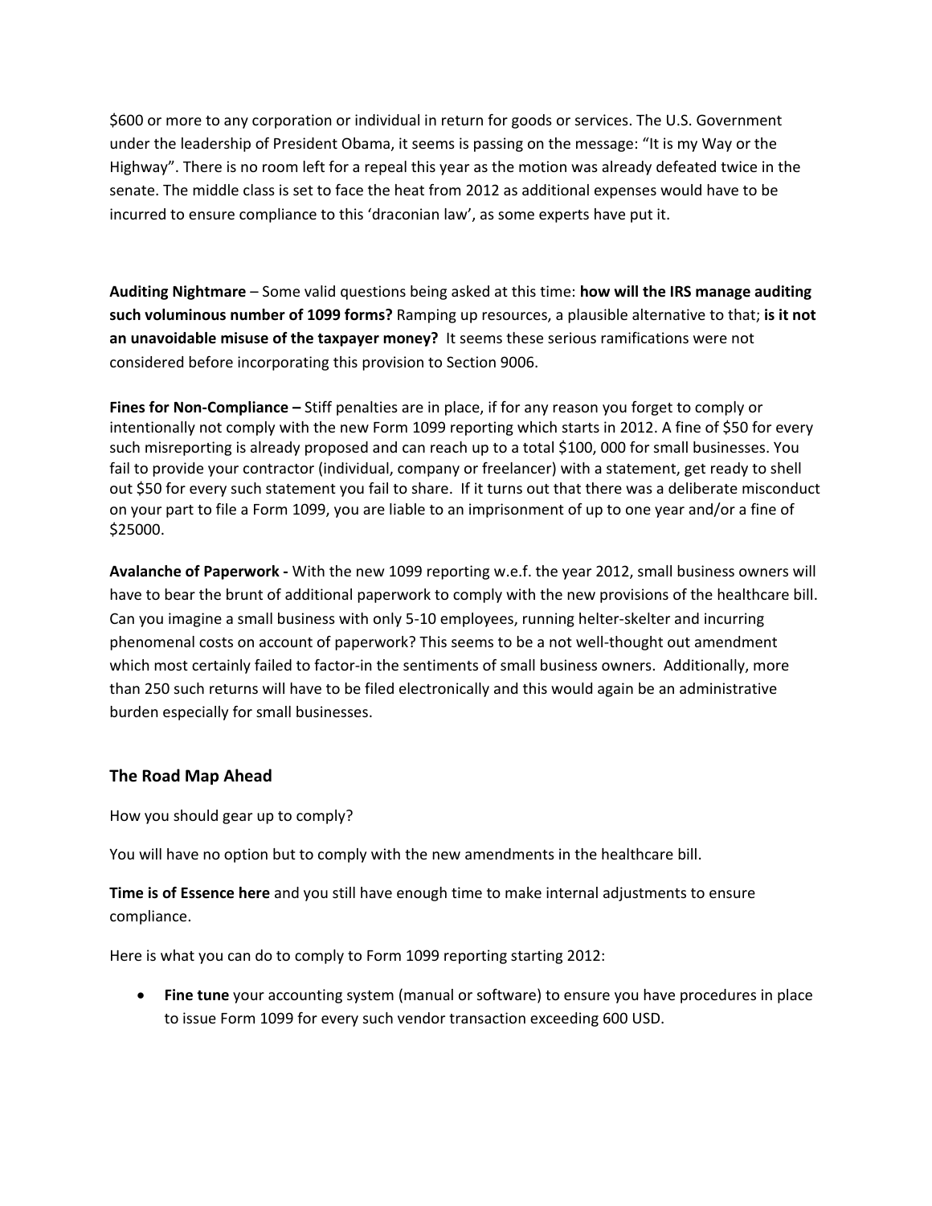$600 or more to any corporation or individual in return for goods or services. The U.S. Government under the leadership of President Obama, it seems is passing on the message: "It is my Way or the Highway". There is no room left for a repeal this year as the motion was already defeated twice in the senate. The middle class is set to face the heat from 2012 as additional expenses would have to be incurred to ensure compliance to this 'draconian law', as some experts have put it.

**Auditing Nightmare** – Some valid questions being asked at this time: **how will the IRS manage auditing such voluminous number of 1099 forms?** Ramping up resources, a plausible alternative to that; **is it not an unavoidable misuse of the taxpayer money?** It seems these serious ramifications were not considered before incorporating this provision to Section 9006.

**Fines for Non-Compliance –** Stiff penalties are in place, if for any reason you forget to comply or intentionally not comply with the new Form 1099 reporting which starts in 2012. A fine of $50 for every such misreporting is already proposed and can reach up to a total $100, 000 for small businesses. You fail to provide your contractor (individual, company or freelancer) with a statement, get ready to shell out $50 for every such statement you fail to share. If it turns out that there was a deliberate misconduct on your part to file a Form 1099, you are liable to an imprisonment of up to one year and/or a fine of $25000.

**Avalanche of Paperwork -** With the new 1099 reporting w.e.f. the year 2012, small business owners will have to bear the brunt of additional paperwork to comply with the new provisions of the healthcare bill. Can you imagine a small business with only 5-10 employees, running helter-skelter and incurring phenomenal costs on account of paperwork? This seems to be a not well-thought out amendment which most certainly failed to factor-in the sentiments of small business owners. Additionally, more than 250 such returns will have to be filed electronically and this would again be an administrative burden especially for small businesses.

## The Road Map Ahead

How you should gear up to comply?

You will have no option but to comply with the new amendments in the healthcare bill.

**Time is of Essence here** and you still have enough time to make internal adjustments to ensure compliance.

Here is what you can do to comply to Form 1099 reporting starting 2012:

- **Fine tune** your accounting system (manual or software) to ensure you have procedures in place to issue Form 1099 for every such vendor transaction exceeding 600 USD.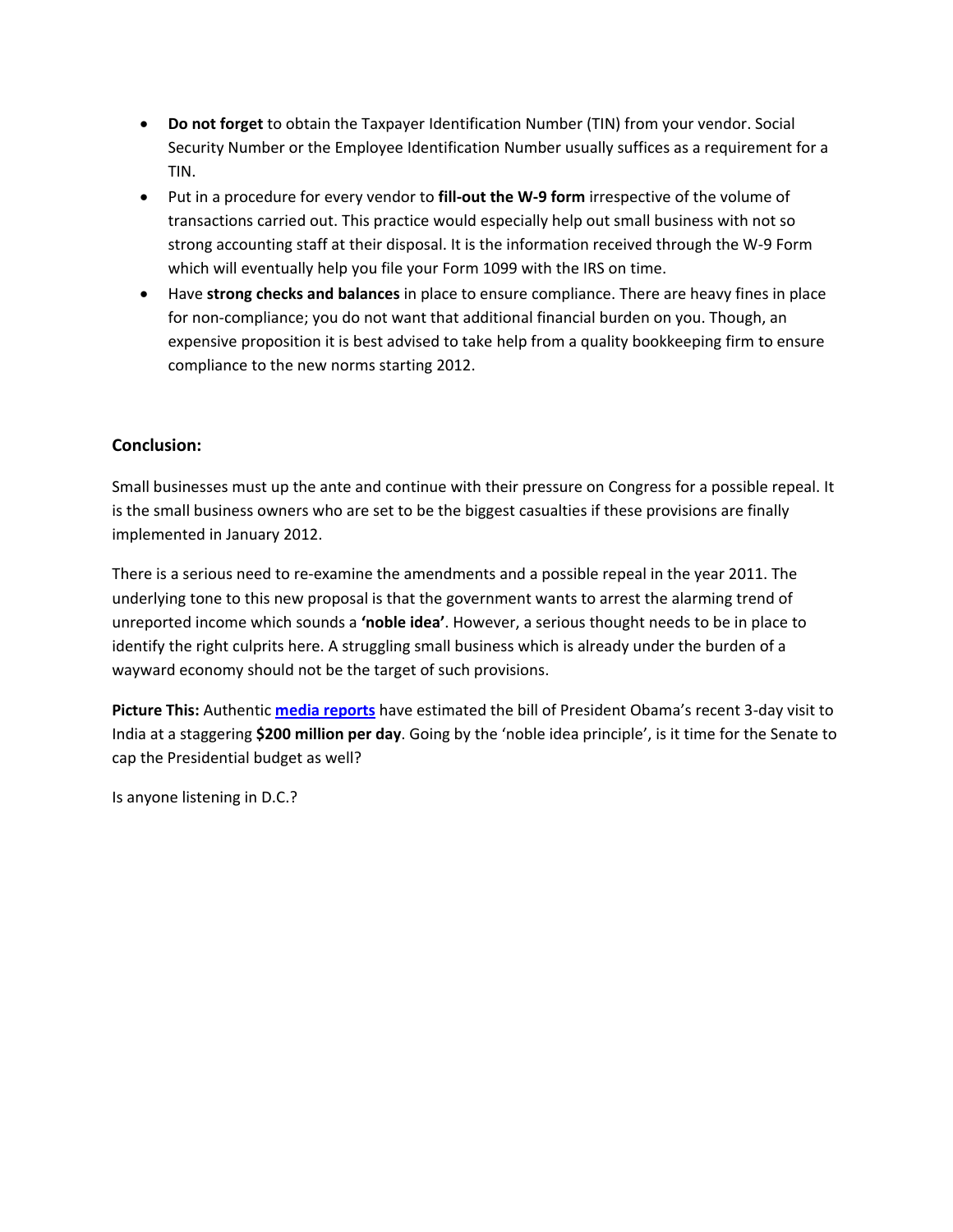- **Do not forget** to obtain the Taxpayer Identification Number (TIN) from your vendor. Social Security Number or the Employee Identification Number usually suffices as a requirement for a TIN.
- Put in a procedure for every vendor to **fill-out the W-9 form** irrespective of the volume of transactions carried out. This practice would especially help out small business with not so strong accounting staff at their disposal. It is the information received through the W-9 Form which will eventually help you file your Form 1099 with the IRS on time.
- Have **strong checks and balances** in place to ensure compliance. There are heavy fines in place for non-compliance; you do not want that additional financial burden on you. Though, an expensive proposition it is best advised to take help from a quality bookkeeping firm to ensure compliance to the new norms starting 2012.

### Conclusion:

Small businesses must up the ante and continue with their pressure on Congress for a possible repeal. It is the small business owners who are set to be the biggest casualties if these provisions are finally implemented in January 2012.

There is a serious need to re-examine the amendments and a possible repeal in the year 2011. The underlying tone to this new proposal is that the government wants to arrest the alarming trend of unreported income which sounds a **'noble idea'**. However, a serious thought needs to be in place to identify the right culprits here. A struggling small business which is already under the burden of a wayward economy should not be the target of such provisions.

**Picture This:** Authentic **media reports** have estimated the bill of President Obama's recent 3-day visit to India at a staggering **$200 million per day**. Going by the 'noble idea principle', is it time for the Senate to cap the Presidential budget as well?

Is anyone listening in D.C.?